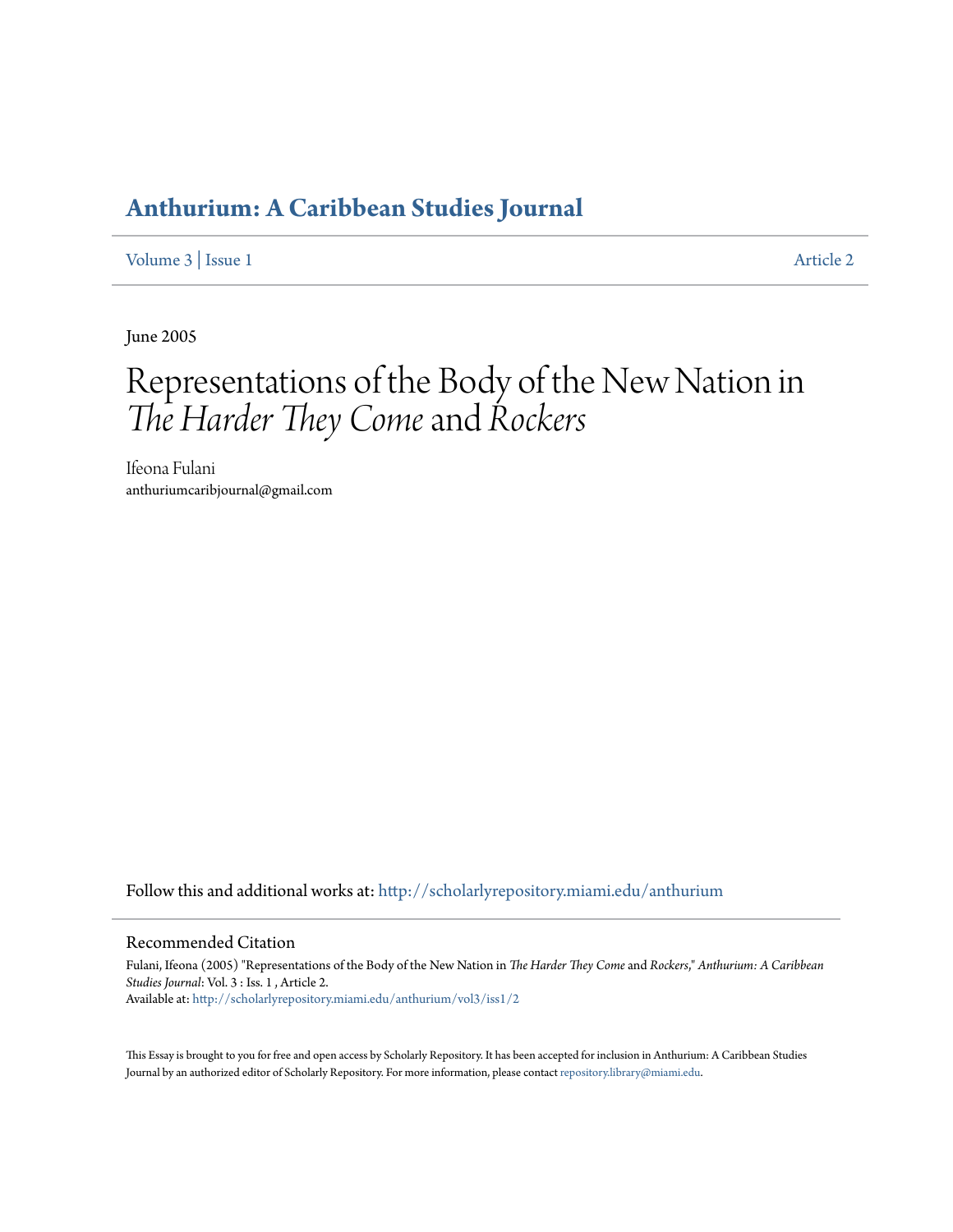# Anthurium: A Caribbean Studies Journal

Volume 3 | Issue 1 | Article 2

June 2005

# Representations of the Body of the New Nation in *The Harder They Come* and *Rockers*

Ifeona Fulani
anthuriumcaribjournal@gmail.com

Follow this and additional works at: http://scholarlyrepository.miami.edu/anthurium

## Recommended Citation

Fulani, Ifeona (2005) "Representations of the Body of the New Nation in *The Harder They Come* and *Rockers*," *Anthurium: A Caribbean Studies Journal*: Vol. 3 : Iss. 1 , Article 2.
Available at: http://scholarlyrepository.miami.edu/anthurium/vol3/iss1/2

This Essay is brought to you for free and open access by Scholarly Repository. It has been accepted for inclusion in Anthurium: A Caribbean Studies Journal by an authorized editor of Scholarly Repository. For more information, please contact repository.library@miami.edu.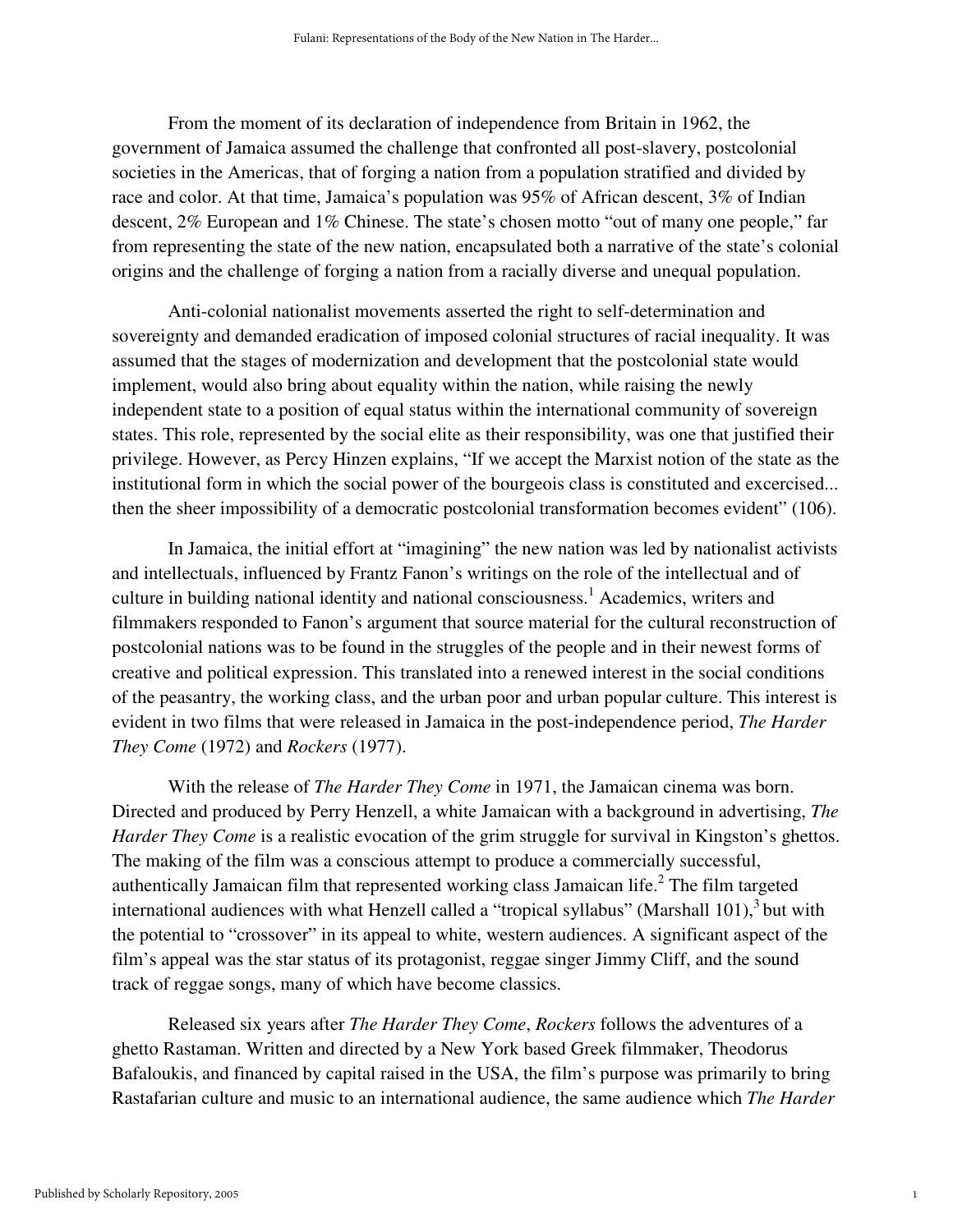From the moment of its declaration of independence from Britain in 1962, the government of Jamaica assumed the challenge that confronted all post-slavery, postcolonial societies in the Americas, that of forging a nation from a population stratified and divided by race and color. At that time, Jamaica's population was 95% of African descent, 3% of Indian descent, 2% European and 1% Chinese. The state's chosen motto "out of many one people," far from representing the state of the new nation, encapsulated both a narrative of the state's colonial origins and the challenge of forging a nation from a racially diverse and unequal population.

Anti-colonial nationalist movements asserted the right to self-determination and sovereignty and demanded eradication of imposed colonial structures of racial inequality. It was assumed that the stages of modernization and development that the postcolonial state would implement, would also bring about equality within the nation, while raising the newly independent state to a position of equal status within the international community of sovereign states. This role, represented by the social elite as their responsibility, was one that justified their privilege. However, as Percy Hinzen explains, "If we accept the Marxist notion of the state as the institutional form in which the social power of the bourgeois class is constituted and excercised... then the sheer impossibility of a democratic postcolonial transformation becomes evident" (106).

In Jamaica, the initial effort at "imagining" the new nation was led by nationalist activists and intellectuals, influenced by Frantz Fanon's writings on the role of the intellectual and of culture in building national identity and national consciousness.[1] Academics, writers and filmmakers responded to Fanon's argument that source material for the cultural reconstruction of postcolonial nations was to be found in the struggles of the people and in their newest forms of creative and political expression. This translated into a renewed interest in the social conditions of the peasantry, the working class, and the urban poor and urban popular culture. This interest is evident in two films that were released in Jamaica in the post-independence period, *The Harder They Come* (1972) and *Rockers* (1977).

With the release of *The Harder They Come* in 1971, the Jamaican cinema was born. Directed and produced by Perry Henzell, a white Jamaican with a background in advertising, *The Harder They Come* is a realistic evocation of the grim struggle for survival in Kingston's ghettos. The making of the film was a conscious attempt to produce a commercially successful, authentically Jamaican film that represented working class Jamaican life.[2] The film targeted international audiences with what Henzell called a "tropical syllabus" (Marshall 101),[3] but with the potential to "crossover" in its appeal to white, western audiences. A significant aspect of the film's appeal was the star status of its protagonist, reggae singer Jimmy Cliff, and the sound track of reggae songs, many of which have become classics.

Released six years after *The Harder They Come*, *Rockers* follows the adventures of a ghetto Rastaman. Written and directed by a New York based Greek filmmaker, Theodorus Bafaloukis, and financed by capital raised in the USA, the film's purpose was primarily to bring Rastafarian culture and music to an international audience, the same audience which *The Harder*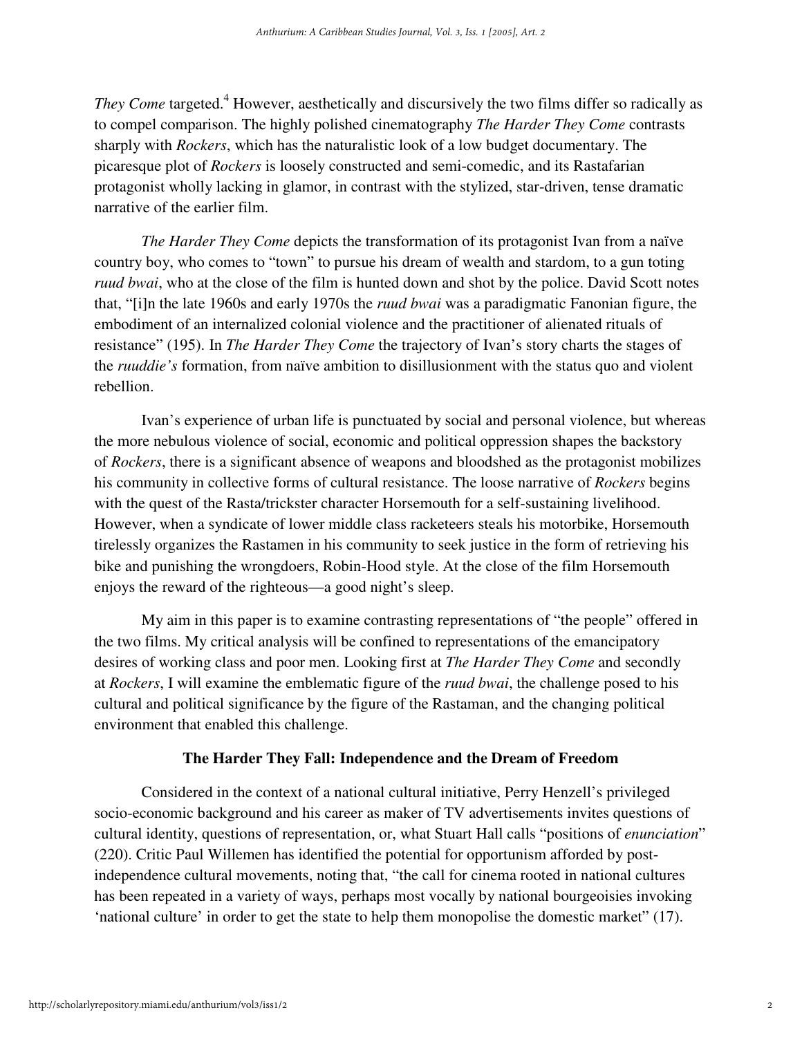*They Come* targeted.[4] However, aesthetically and discursively the two films differ so radically as to compel comparison. The highly polished cinematography *The Harder They Come* contrasts sharply with *Rockers*, which has the naturalistic look of a low budget documentary. The picaresque plot of *Rockers* is loosely constructed and semi-comedic, and its Rastafarian protagonist wholly lacking in glamor, in contrast with the stylized, star-driven, tense dramatic narrative of the earlier film.

*The Harder They Come* depicts the transformation of its protagonist Ivan from a naïve country boy, who comes to "town" to pursue his dream of wealth and stardom, to a gun toting *ruud bwai*, who at the close of the film is hunted down and shot by the police. David Scott notes that, "[i]n the late 1960s and early 1970s the *ruud bwai* was a paradigmatic Fanonian figure, the embodiment of an internalized colonial violence and the practitioner of alienated rituals of resistance" (195). In *The Harder They Come* the trajectory of Ivan's story charts the stages of the *ruuddie's* formation, from naïve ambition to disillusionment with the status quo and violent rebellion.

Ivan's experience of urban life is punctuated by social and personal violence, but whereas the more nebulous violence of social, economic and political oppression shapes the backstory of *Rockers*, there is a significant absence of weapons and bloodshed as the protagonist mobilizes his community in collective forms of cultural resistance. The loose narrative of *Rockers* begins with the quest of the Rasta/trickster character Horsemouth for a self-sustaining livelihood. However, when a syndicate of lower middle class racketeers steals his motorbike, Horsemouth tirelessly organizes the Rastamen in his community to seek justice in the form of retrieving his bike and punishing the wrongdoers, Robin-Hood style. At the close of the film Horsemouth enjoys the reward of the righteous—a good night's sleep.

My aim in this paper is to examine contrasting representations of "the people" offered in the two films. My critical analysis will be confined to representations of the emancipatory desires of working class and poor men. Looking first at *The Harder They Come* and secondly at *Rockers*, I will examine the emblematic figure of the *ruud bwai*, the challenge posed to his cultural and political significance by the figure of the Rastaman, and the changing political environment that enabled this challenge.

## The Harder They Fall: Independence and the Dream of Freedom

Considered in the context of a national cultural initiative, Perry Henzell's privileged socio-economic background and his career as maker of TV advertisements invites questions of cultural identity, questions of representation, or, what Stuart Hall calls "positions of *enunciation*" (220). Critic Paul Willemen has identified the potential for opportunism afforded by post-independence cultural movements, noting that, "the call for cinema rooted in national cultures has been repeated in a variety of ways, perhaps most vocally by national bourgeoisies invoking 'national culture' in order to get the state to help them monopolise the domestic market" (17).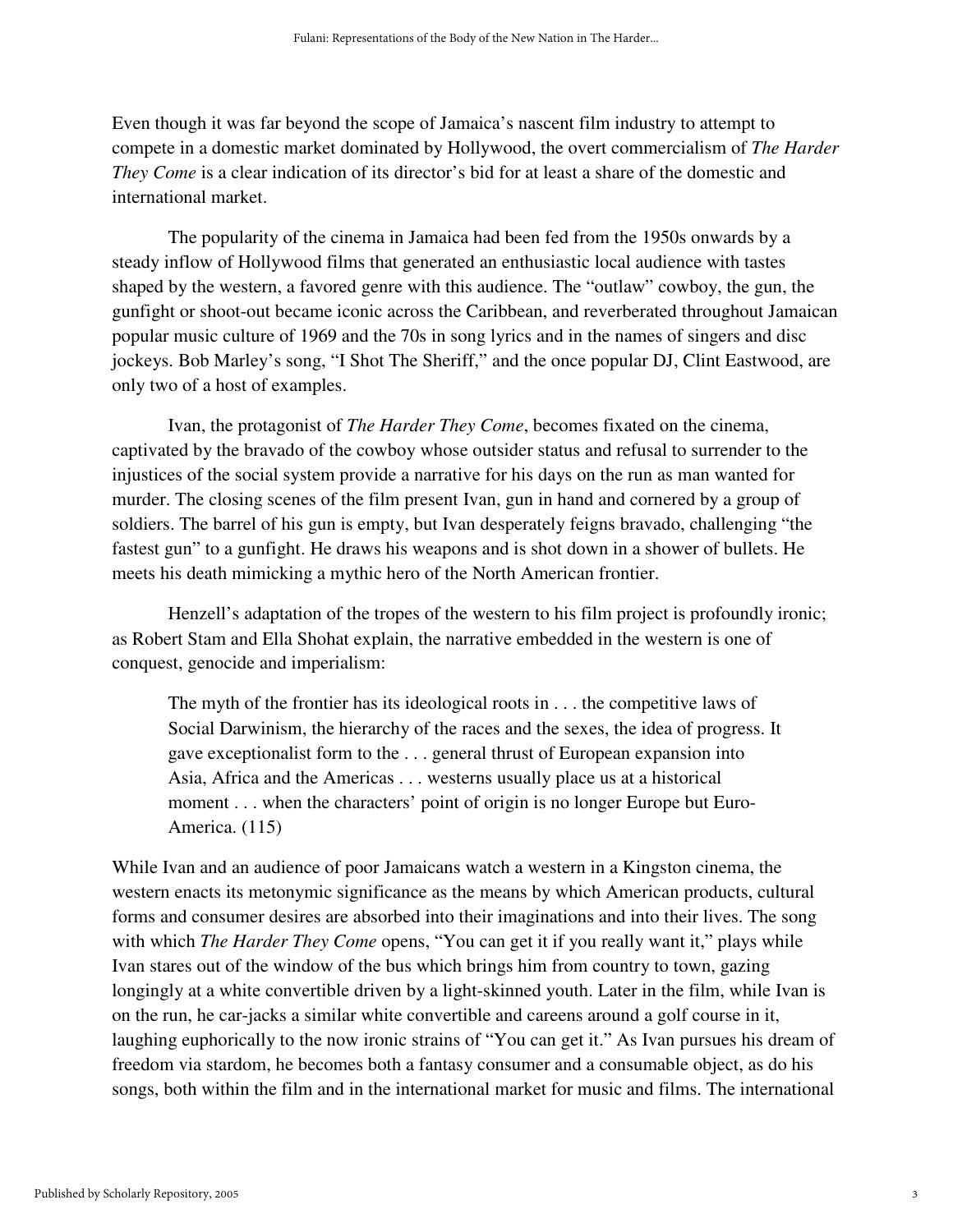Even though it was far beyond the scope of Jamaica's nascent film industry to attempt to compete in a domestic market dominated by Hollywood, the overt commercialism of *The Harder They Come* is a clear indication of its director's bid for at least a share of the domestic and international market.

The popularity of the cinema in Jamaica had been fed from the 1950s onwards by a steady inflow of Hollywood films that generated an enthusiastic local audience with tastes shaped by the western, a favored genre with this audience. The "outlaw" cowboy, the gun, the gunfight or shoot-out became iconic across the Caribbean, and reverberated throughout Jamaican popular music culture of 1969 and the 70s in song lyrics and in the names of singers and disc jockeys. Bob Marley's song, "I Shot The Sheriff," and the once popular DJ, Clint Eastwood, are only two of a host of examples.

Ivan, the protagonist of *The Harder They Come*, becomes fixated on the cinema, captivated by the bravado of the cowboy whose outsider status and refusal to surrender to the injustices of the social system provide a narrative for his days on the run as man wanted for murder. The closing scenes of the film present Ivan, gun in hand and cornered by a group of soldiers. The barrel of his gun is empty, but Ivan desperately feigns bravado, challenging "the fastest gun" to a gunfight. He draws his weapons and is shot down in a shower of bullets. He meets his death mimicking a mythic hero of the North American frontier.

Henzell's adaptation of the tropes of the western to his film project is profoundly ironic; as Robert Stam and Ella Shohat explain, the narrative embedded in the western is one of conquest, genocide and imperialism:

> The myth of the frontier has its ideological roots in . . . the competitive laws of Social Darwinism, the hierarchy of the races and the sexes, the idea of progress. It gave exceptionalist form to the . . . general thrust of European expansion into Asia, Africa and the Americas . . . westerns usually place us at a historical moment . . . when the characters' point of origin is no longer Europe but Euro-America. (115)

While Ivan and an audience of poor Jamaicans watch a western in a Kingston cinema, the western enacts its metonymic significance as the means by which American products, cultural forms and consumer desires are absorbed into their imaginations and into their lives. The song with which *The Harder They Come* opens, "You can get it if you really want it," plays while Ivan stares out of the window of the bus which brings him from country to town, gazing longingly at a white convertible driven by a light-skinned youth. Later in the film, while Ivan is on the run, he car-jacks a similar white convertible and careens around a golf course in it, laughing euphorically to the now ironic strains of "You can get it." As Ivan pursues his dream of freedom via stardom, he becomes both a fantasy consumer and a consumable object, as do his songs, both within the film and in the international market for music and films. The international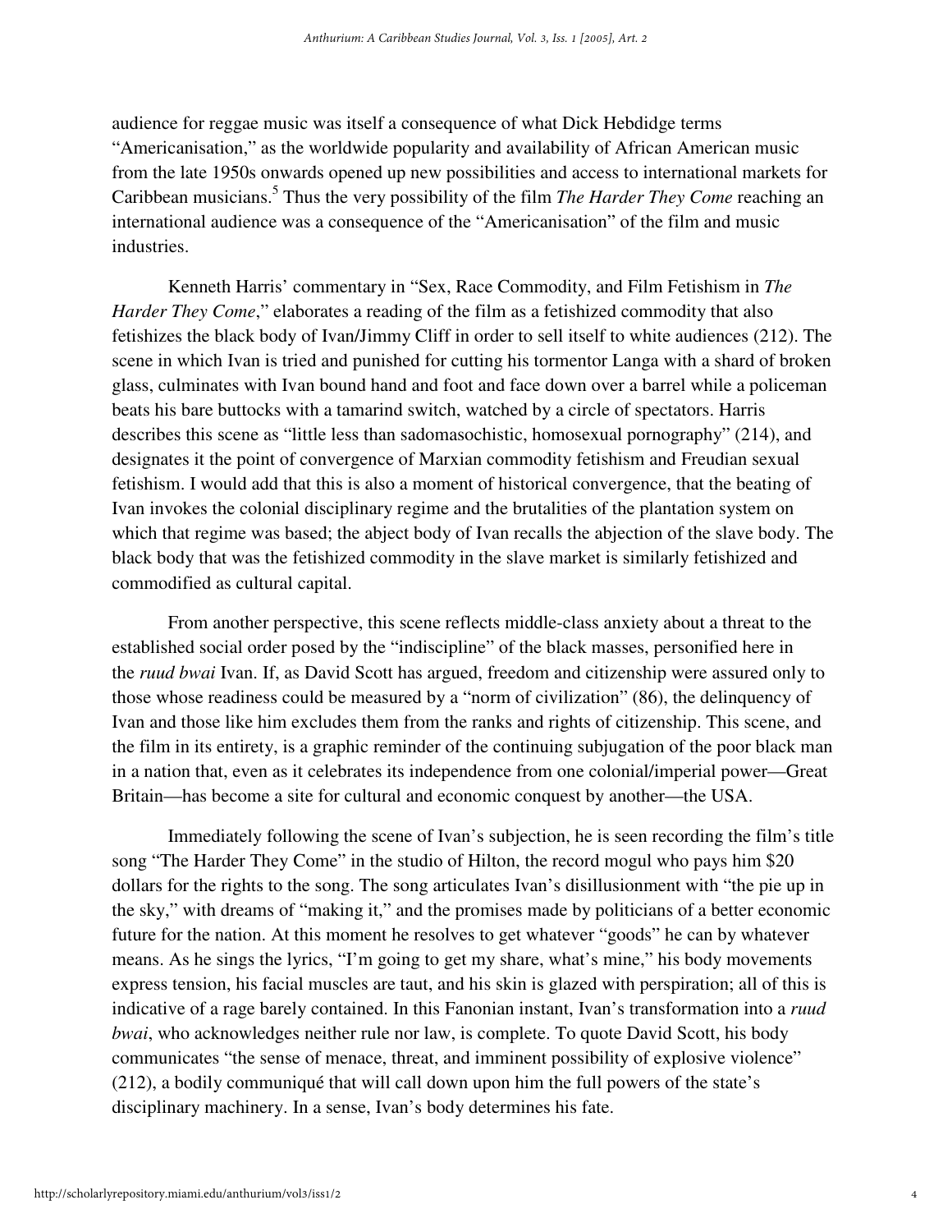audience for reggae music was itself a consequence of what Dick Hebdidge terms "Americanisation," as the worldwide popularity and availability of African American music from the late 1950s onwards opened up new possibilities and access to international markets for Caribbean musicians.[5] Thus the very possibility of the film *The Harder They Come* reaching an international audience was a consequence of the "Americanisation" of the film and music industries.

Kenneth Harris' commentary in "Sex, Race Commodity, and Film Fetishism in *The Harder They Come*," elaborates a reading of the film as a fetishized commodity that also fetishizes the black body of Ivan/Jimmy Cliff in order to sell itself to white audiences (212). The scene in which Ivan is tried and punished for cutting his tormentor Langa with a shard of broken glass, culminates with Ivan bound hand and foot and face down over a barrel while a policeman beats his bare buttocks with a tamarind switch, watched by a circle of spectators. Harris describes this scene as "little less than sadomasochistic, homosexual pornography" (214), and designates it the point of convergence of Marxian commodity fetishism and Freudian sexual fetishism. I would add that this is also a moment of historical convergence, that the beating of Ivan invokes the colonial disciplinary regime and the brutalities of the plantation system on which that regime was based; the abject body of Ivan recalls the abjection of the slave body. The black body that was the fetishized commodity in the slave market is similarly fetishized and commodified as cultural capital.

From another perspective, this scene reflects middle-class anxiety about a threat to the established social order posed by the "indiscipline" of the black masses, personified here in the *ruud bwai* Ivan. If, as David Scott has argued, freedom and citizenship were assured only to those whose readiness could be measured by a "norm of civilization" (86), the delinquency of Ivan and those like him excludes them from the ranks and rights of citizenship. This scene, and the film in its entirety, is a graphic reminder of the continuing subjugation of the poor black man in a nation that, even as it celebrates its independence from one colonial/imperial power—Great Britain—has become a site for cultural and economic conquest by another—the USA.

Immediately following the scene of Ivan's subjection, he is seen recording the film's title song "The Harder They Come" in the studio of Hilton, the record mogul who pays him $20 dollars for the rights to the song. The song articulates Ivan's disillusionment with "the pie up in the sky," with dreams of "making it," and the promises made by politicians of a better economic future for the nation. At this moment he resolves to get whatever "goods" he can by whatever means. As he sings the lyrics, "I'm going to get my share, what's mine," his body movements express tension, his facial muscles are taut, and his skin is glazed with perspiration; all of this is indicative of a rage barely contained. In this Fanonian instant, Ivan's transformation into a *ruud bwai*, who acknowledges neither rule nor law, is complete. To quote David Scott, his body communicates "the sense of menace, threat, and imminent possibility of explosive violence" (212), a bodily communiqué that will call down upon him the full powers of the state's disciplinary machinery. In a sense, Ivan's body determines his fate.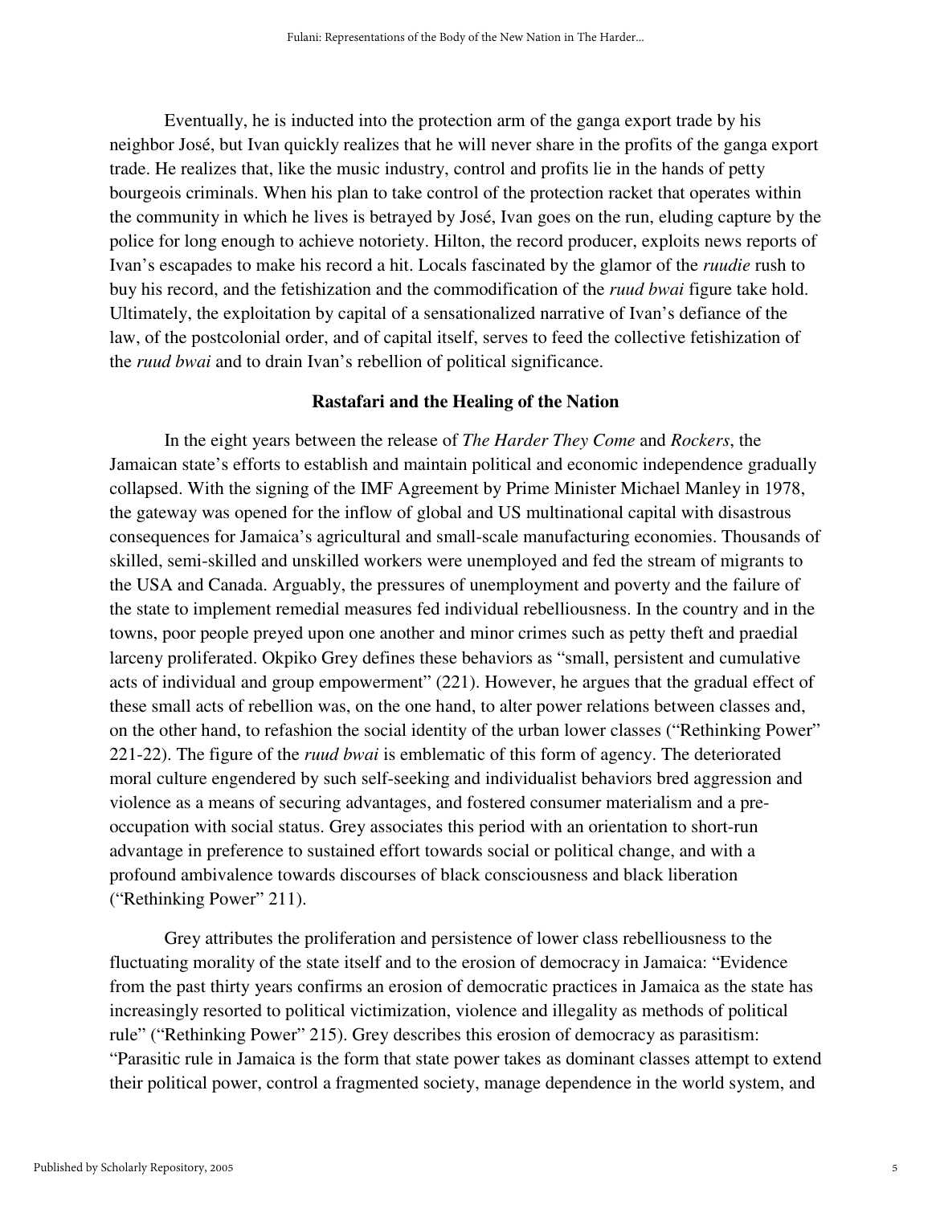Eventually, he is inducted into the protection arm of the ganga export trade by his neighbor José, but Ivan quickly realizes that he will never share in the profits of the ganga export trade. He realizes that, like the music industry, control and profits lie in the hands of petty bourgeois criminals. When his plan to take control of the protection racket that operates within the community in which he lives is betrayed by José, Ivan goes on the run, eluding capture by the police for long enough to achieve notoriety. Hilton, the record producer, exploits news reports of Ivan's escapades to make his record a hit. Locals fascinated by the glamor of the *ruudie* rush to buy his record, and the fetishization and the commodification of the *ruud bwai* figure take hold. Ultimately, the exploitation by capital of a sensationalized narrative of Ivan's defiance of the law, of the postcolonial order, and of capital itself, serves to feed the collective fetishization of the *ruud bwai* and to drain Ivan's rebellion of political significance.

## Rastafari and the Healing of the Nation

In the eight years between the release of *The Harder They Come* and *Rockers*, the Jamaican state's efforts to establish and maintain political and economic independence gradually collapsed. With the signing of the IMF Agreement by Prime Minister Michael Manley in 1978, the gateway was opened for the inflow of global and US multinational capital with disastrous consequences for Jamaica's agricultural and small-scale manufacturing economies. Thousands of skilled, semi-skilled and unskilled workers were unemployed and fed the stream of migrants to the USA and Canada. Arguably, the pressures of unemployment and poverty and the failure of the state to implement remedial measures fed individual rebelliousness. In the country and in the towns, poor people preyed upon one another and minor crimes such as petty theft and praedial larceny proliferated. Okpiko Grey defines these behaviors as "small, persistent and cumulative acts of individual and group empowerment" (221). However, he argues that the gradual effect of these small acts of rebellion was, on the one hand, to alter power relations between classes and, on the other hand, to refashion the social identity of the urban lower classes ("Rethinking Power" 221-22). The figure of the *ruud bwai* is emblematic of this form of agency. The deteriorated moral culture engendered by such self-seeking and individualist behaviors bred aggression and violence as a means of securing advantages, and fostered consumer materialism and a pre-occupation with social status. Grey associates this period with an orientation to short-run advantage in preference to sustained effort towards social or political change, and with a profound ambivalence towards discourses of black consciousness and black liberation ("Rethinking Power" 211).

Grey attributes the proliferation and persistence of lower class rebelliousness to the fluctuating morality of the state itself and to the erosion of democracy in Jamaica: "Evidence from the past thirty years confirms an erosion of democratic practices in Jamaica as the state has increasingly resorted to political victimization, violence and illegality as methods of political rule" ("Rethinking Power" 215). Grey describes this erosion of democracy as parasitism: "Parasitic rule in Jamaica is the form that state power takes as dominant classes attempt to extend their political power, control a fragmented society, manage dependence in the world system, and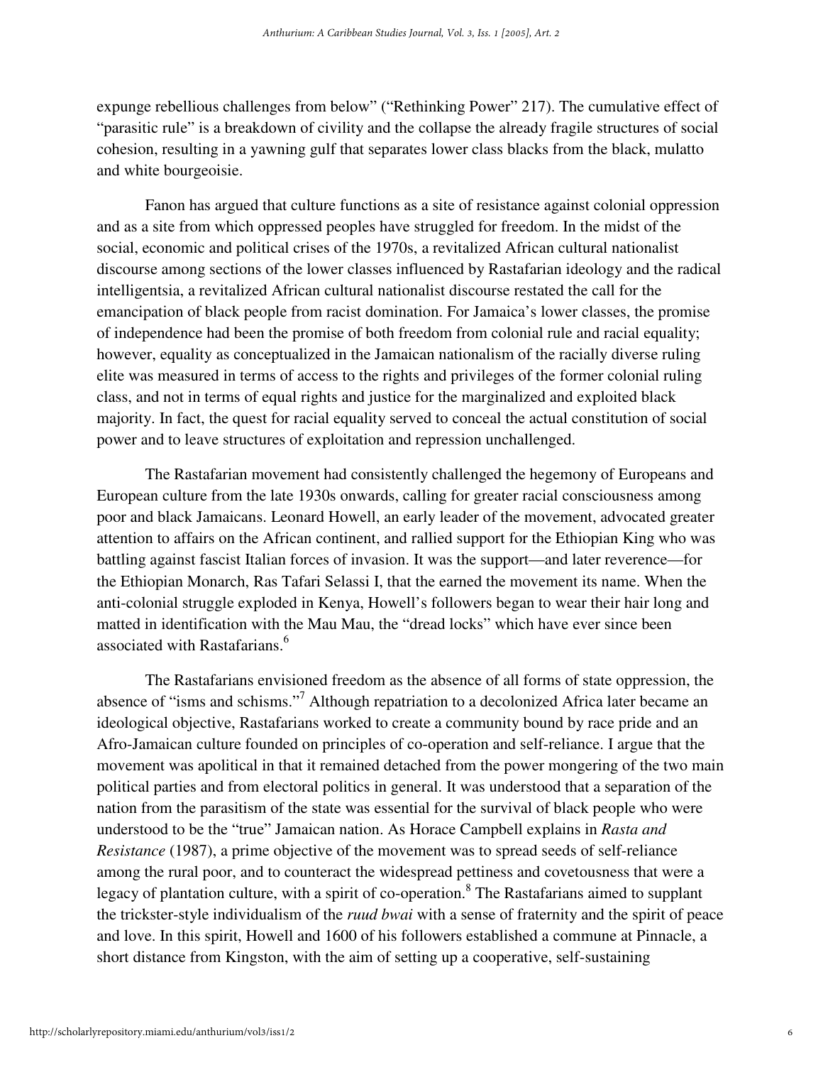expunge rebellious challenges from below" ("Rethinking Power" 217). The cumulative effect of "parasitic rule" is a breakdown of civility and the collapse the already fragile structures of social cohesion, resulting in a yawning gulf that separates lower class blacks from the black, mulatto and white bourgeoisie.

Fanon has argued that culture functions as a site of resistance against colonial oppression and as a site from which oppressed peoples have struggled for freedom. In the midst of the social, economic and political crises of the 1970s, a revitalized African cultural nationalist discourse among sections of the lower classes influenced by Rastafarian ideology and the radical intelligentsia, a revitalized African cultural nationalist discourse restated the call for the emancipation of black people from racist domination. For Jamaica's lower classes, the promise of independence had been the promise of both freedom from colonial rule and racial equality; however, equality as conceptualized in the Jamaican nationalism of the racially diverse ruling elite was measured in terms of access to the rights and privileges of the former colonial ruling class, and not in terms of equal rights and justice for the marginalized and exploited black majority. In fact, the quest for racial equality served to conceal the actual constitution of social power and to leave structures of exploitation and repression unchallenged.

The Rastafarian movement had consistently challenged the hegemony of Europeans and European culture from the late 1930s onwards, calling for greater racial consciousness among poor and black Jamaicans. Leonard Howell, an early leader of the movement, advocated greater attention to affairs on the African continent, and rallied support for the Ethiopian King who was battling against fascist Italian forces of invasion. It was the support—and later reverence—for the Ethiopian Monarch, Ras Tafari Selassi I, that the earned the movement its name. When the anti-colonial struggle exploded in Kenya, Howell's followers began to wear their hair long and matted in identification with the Mau Mau, the "dread locks" which have ever since been associated with Rastafarians.[6]

The Rastafarians envisioned freedom as the absence of all forms of state oppression, the absence of "isms and schisms."[7] Although repatriation to a decolonized Africa later became an ideological objective, Rastafarians worked to create a community bound by race pride and an Afro-Jamaican culture founded on principles of co-operation and self-reliance. I argue that the movement was apolitical in that it remained detached from the power mongering of the two main political parties and from electoral politics in general. It was understood that a separation of the nation from the parasitism of the state was essential for the survival of black people who were understood to be the "true" Jamaican nation. As Horace Campbell explains in *Rasta and Resistance* (1987), a prime objective of the movement was to spread seeds of self-reliance among the rural poor, and to counteract the widespread pettiness and covetousness that were a legacy of plantation culture, with a spirit of co-operation.[8] The Rastafarians aimed to supplant the trickster-style individualism of the *ruud bwai* with a sense of fraternity and the spirit of peace and love. In this spirit, Howell and 1600 of his followers established a commune at Pinnacle, a short distance from Kingston, with the aim of setting up a cooperative, self-sustaining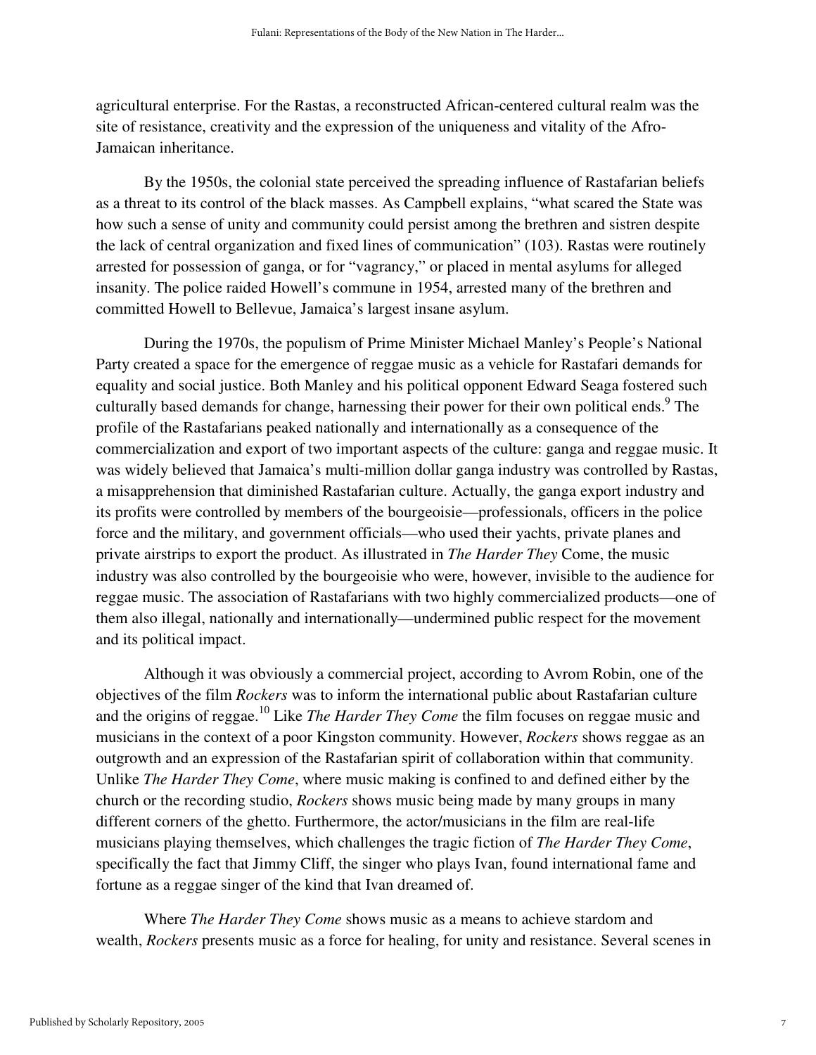agricultural enterprise. For the Rastas, a reconstructed African-centered cultural realm was the site of resistance, creativity and the expression of the uniqueness and vitality of the Afro-Jamaican inheritance.

By the 1950s, the colonial state perceived the spreading influence of Rastafarian beliefs as a threat to its control of the black masses. As Campbell explains, "what scared the State was how such a sense of unity and community could persist among the brethren and sistren despite the lack of central organization and fixed lines of communication" (103). Rastas were routinely arrested for possession of ganga, or for "vagrancy," or placed in mental asylums for alleged insanity. The police raided Howell's commune in 1954, arrested many of the brethren and committed Howell to Bellevue, Jamaica's largest insane asylum.

During the 1970s, the populism of Prime Minister Michael Manley's People's National Party created a space for the emergence of reggae music as a vehicle for Rastafari demands for equality and social justice. Both Manley and his political opponent Edward Seaga fostered such culturally based demands for change, harnessing their power for their own political ends.[9] The profile of the Rastafarians peaked nationally and internationally as a consequence of the commercialization and export of two important aspects of the culture: ganga and reggae music. It was widely believed that Jamaica's multi-million dollar ganga industry was controlled by Rastas, a misapprehension that diminished Rastafarian culture. Actually, the ganga export industry and its profits were controlled by members of the bourgeoisie—professionals, officers in the police force and the military, and government officials—who used their yachts, private planes and private airstrips to export the product. As illustrated in *The Harder They* Come, the music industry was also controlled by the bourgeoisie who were, however, invisible to the audience for reggae music. The association of Rastafarians with two highly commercialized products—one of them also illegal, nationally and internationally—undermined public respect for the movement and its political impact.

Although it was obviously a commercial project, according to Avrom Robin, one of the objectives of the film *Rockers* was to inform the international public about Rastafarian culture and the origins of reggae.[10] Like *The Harder They Come* the film focuses on reggae music and musicians in the context of a poor Kingston community. However, *Rockers* shows reggae as an outgrowth and an expression of the Rastafarian spirit of collaboration within that community. Unlike *The Harder They Come*, where music making is confined to and defined either by the church or the recording studio, *Rockers* shows music being made by many groups in many different corners of the ghetto. Furthermore, the actor/musicians in the film are real-life musicians playing themselves, which challenges the tragic fiction of *The Harder They Come*, specifically the fact that Jimmy Cliff, the singer who plays Ivan, found international fame and fortune as a reggae singer of the kind that Ivan dreamed of.

Where *The Harder They Come* shows music as a means to achieve stardom and wealth, *Rockers* presents music as a force for healing, for unity and resistance. Several scenes in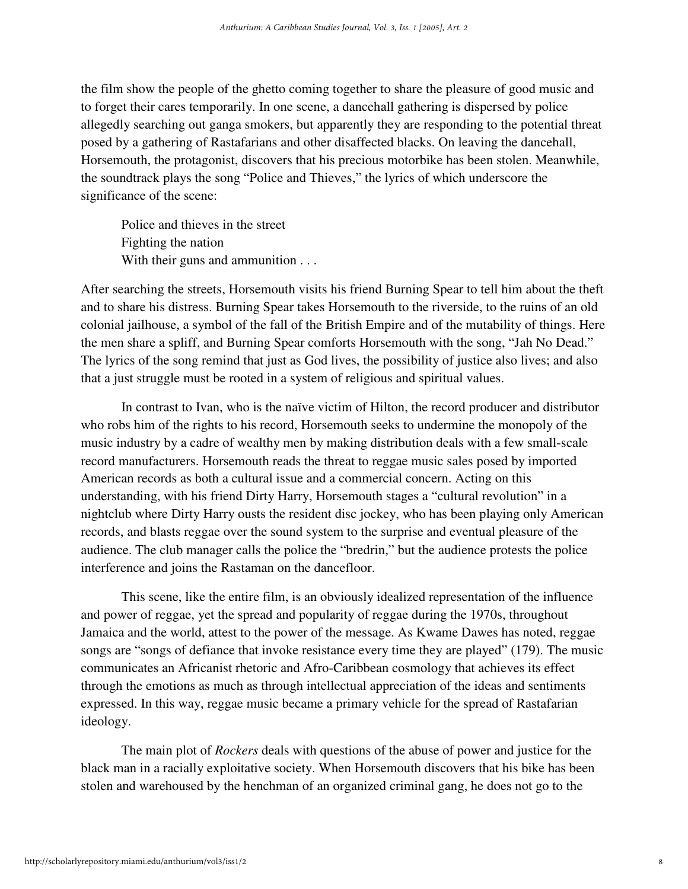the film show the people of the ghetto coming together to share the pleasure of good music and to forget their cares temporarily. In one scene, a dancehall gathering is dispersed by police allegedly searching out ganga smokers, but apparently they are responding to the potential threat posed by a gathering of Rastafarians and other disaffected blacks. On leaving the dancehall, Horsemouth, the protagonist, discovers that his precious motorbike has been stolen. Meanwhile, the soundtrack plays the song "Police and Thieves," the lyrics of which underscore the significance of the scene:

> Police and thieves in the street  
> Fighting the nation  
> With their guns and ammunition . . .

After searching the streets, Horsemouth visits his friend Burning Spear to tell him about the theft and to share his distress. Burning Spear takes Horsemouth to the riverside, to the ruins of an old colonial jailhouse, a symbol of the fall of the British Empire and of the mutability of things. Here the men share a spliff, and Burning Spear comforts Horsemouth with the song, "Jah No Dead." The lyrics of the song remind that just as God lives, the possibility of justice also lives; and also that a just struggle must be rooted in a system of religious and spiritual values.

In contrast to Ivan, who is the naïve victim of Hilton, the record producer and distributor who robs him of the rights to his record, Horsemouth seeks to undermine the monopoly of the music industry by a cadre of wealthy men by making distribution deals with a few small-scale record manufacturers. Horsemouth reads the threat to reggae music sales posed by imported American records as both a cultural issue and a commercial concern. Acting on this understanding, with his friend Dirty Harry, Horsemouth stages a "cultural revolution" in a nightclub where Dirty Harry ousts the resident disc jockey, who has been playing only American records, and blasts reggae over the sound system to the surprise and eventual pleasure of the audience. The club manager calls the police the "bredrin," but the audience protests the police interference and joins the Rastaman on the dancefloor.

This scene, like the entire film, is an obviously idealized representation of the influence and power of reggae, yet the spread and popularity of reggae during the 1970s, throughout Jamaica and the world, attest to the power of the message. As Kwame Dawes has noted, reggae songs are "songs of defiance that invoke resistance every time they are played" (179). The music communicates an Africanist rhetoric and Afro-Caribbean cosmology that achieves its effect through the emotions as much as through intellectual appreciation of the ideas and sentiments expressed. In this way, reggae music became a primary vehicle for the spread of Rastafarian ideology.

The main plot of *Rockers* deals with questions of the abuse of power and justice for the black man in a racially exploitative society. When Horsemouth discovers that his bike has been stolen and warehoused by the henchman of an organized criminal gang, he does not go to the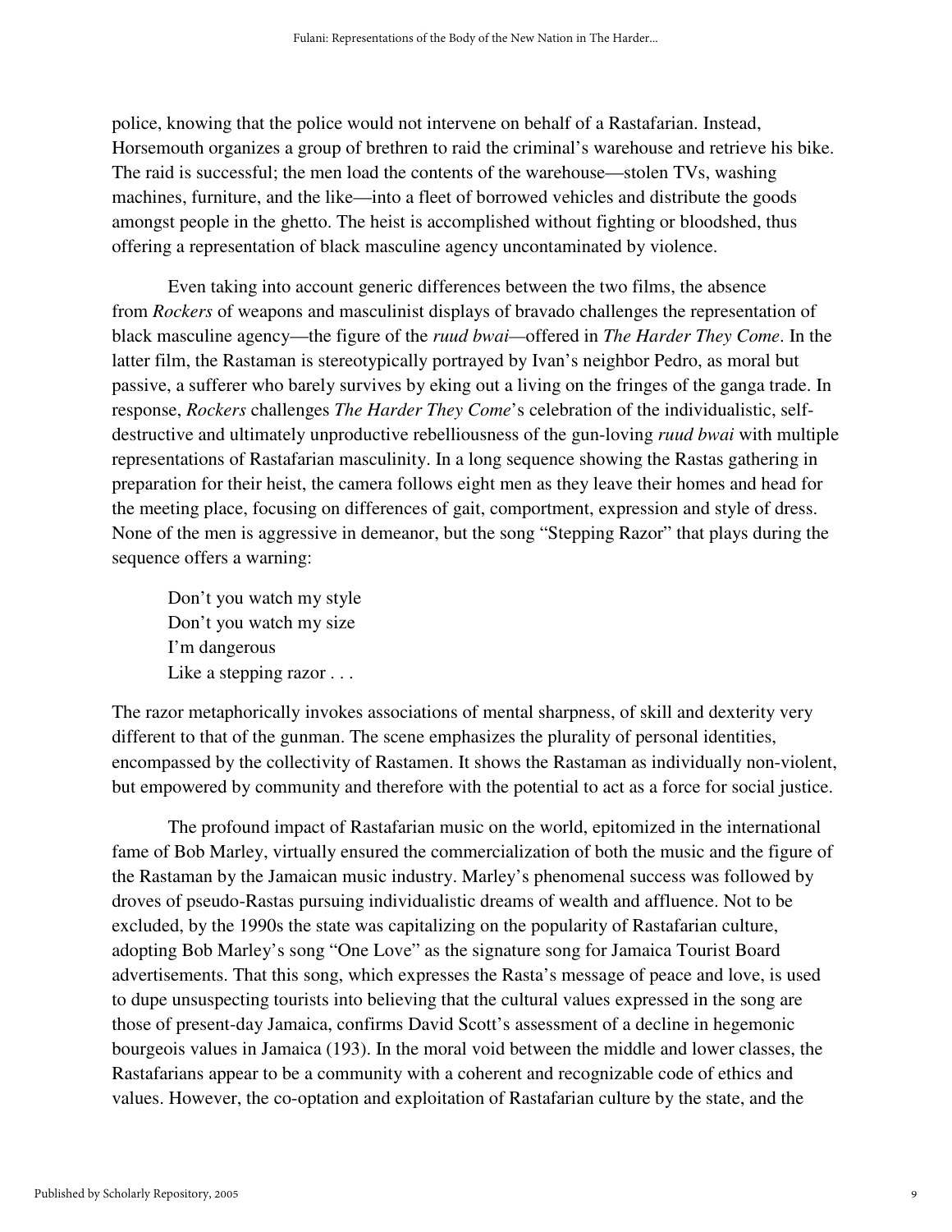police, knowing that the police would not intervene on behalf of a Rastafarian. Instead, Horsemouth organizes a group of brethren to raid the criminal's warehouse and retrieve his bike. The raid is successful; the men load the contents of the warehouse—stolen TVs, washing machines, furniture, and the like—into a fleet of borrowed vehicles and distribute the goods amongst people in the ghetto. The heist is accomplished without fighting or bloodshed, thus offering a representation of black masculine agency uncontaminated by violence.

Even taking into account generic differences between the two films, the absence from *Rockers* of weapons and masculinist displays of bravado challenges the representation of black masculine agency—the figure of the *ruud bwai*—offered in *The Harder They Come*. In the latter film, the Rastaman is stereotypically portrayed by Ivan's neighbor Pedro, as moral but passive, a sufferer who barely survives by eking out a living on the fringes of the ganga trade. In response, *Rockers* challenges *The Harder They Come*'s celebration of the individualistic, self-destructive and ultimately unproductive rebelliousness of the gun-loving *ruud bwai* with multiple representations of Rastafarian masculinity. In a long sequence showing the Rastas gathering in preparation for their heist, the camera follows eight men as they leave their homes and head for the meeting place, focusing on differences of gait, comportment, expression and style of dress. None of the men is aggressive in demeanor, but the song "Stepping Razor" that plays during the sequence offers a warning:

> Don't you watch my style
> Don't you watch my size
> I'm dangerous
> Like a stepping razor . . .

The razor metaphorically invokes associations of mental sharpness, of skill and dexterity very different to that of the gunman. The scene emphasizes the plurality of personal identities, encompassed by the collectivity of Rastamen. It shows the Rastaman as individually non-violent, but empowered by community and therefore with the potential to act as a force for social justice.

The profound impact of Rastafarian music on the world, epitomized in the international fame of Bob Marley, virtually ensured the commercialization of both the music and the figure of the Rastaman by the Jamaican music industry. Marley's phenomenal success was followed by droves of pseudo-Rastas pursuing individualistic dreams of wealth and affluence. Not to be excluded, by the 1990s the state was capitalizing on the popularity of Rastafarian culture, adopting Bob Marley's song "One Love" as the signature song for Jamaica Tourist Board advertisements. That this song, which expresses the Rasta's message of peace and love, is used to dupe unsuspecting tourists into believing that the cultural values expressed in the song are those of present-day Jamaica, confirms David Scott's assessment of a decline in hegemonic bourgeois values in Jamaica (193). In the moral void between the middle and lower classes, the Rastafarians appear to be a community with a coherent and recognizable code of ethics and values. However, the co-optation and exploitation of Rastafarian culture by the state, and the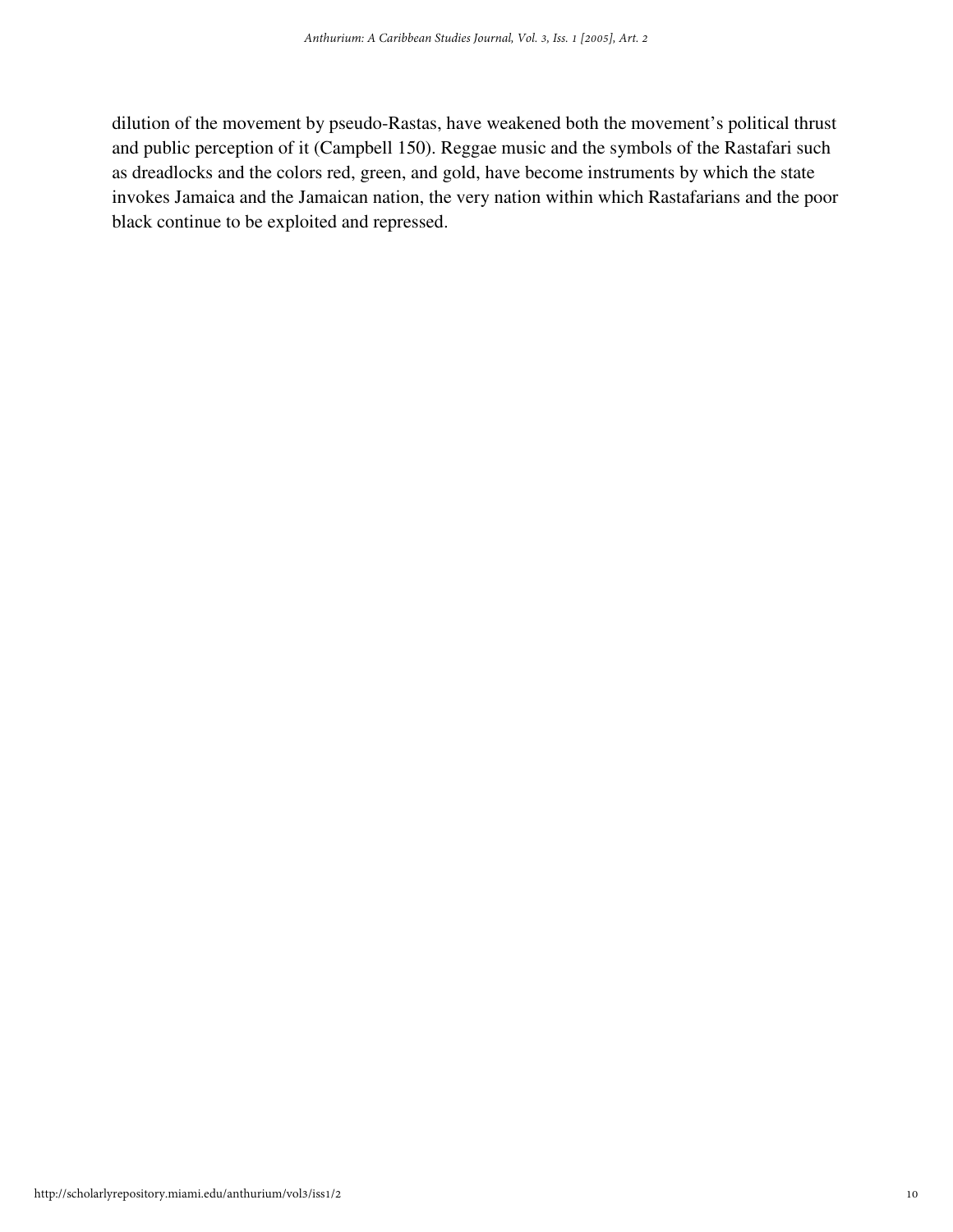dilution of the movement by pseudo-Rastas, have weakened both the movement's political thrust and public perception of it (Campbell 150). Reggae music and the symbols of the Rastafari such as dreadlocks and the colors red, green, and gold, have become instruments by which the state invokes Jamaica and the Jamaican nation, the very nation within which Rastafarians and the poor black continue to be exploited and repressed.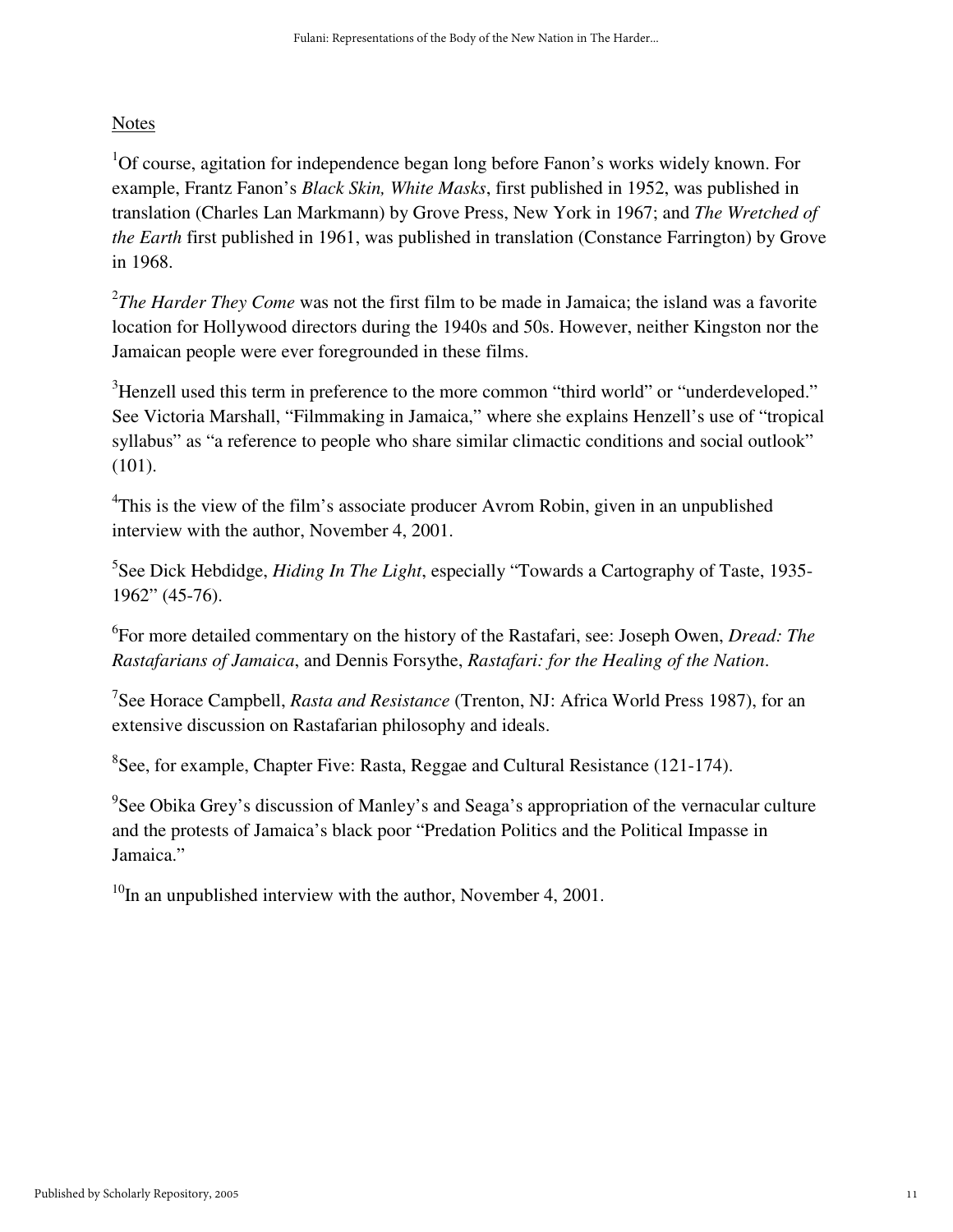## Notes

[1]Of course, agitation for independence began long before Fanon's works widely known. For example, Frantz Fanon's *Black Skin, White Masks*, first published in 1952, was published in translation (Charles Lan Markmann) by Grove Press, New York in 1967; and *The Wretched of the Earth* first published in 1961, was published in translation (Constance Farrington) by Grove in 1968.

[2]*The Harder They Come* was not the first film to be made in Jamaica; the island was a favorite location for Hollywood directors during the 1940s and 50s. However, neither Kingston nor the Jamaican people were ever foregrounded in these films.

[3]Henzell used this term in preference to the more common "third world" or "underdeveloped." See Victoria Marshall, "Filmmaking in Jamaica," where she explains Henzell's use of "tropical syllabus" as "a reference to people who share similar climactic conditions and social outlook" (101).

[4]This is the view of the film's associate producer Avrom Robin, given in an unpublished interview with the author, November 4, 2001.

[5]See Dick Hebdidge, *Hiding In The Light*, especially "Towards a Cartography of Taste, 1935-1962" (45-76).

[6]For more detailed commentary on the history of the Rastafari, see: Joseph Owen, *Dread: The Rastafarians of Jamaica*, and Dennis Forsythe, *Rastafari: for the Healing of the Nation*.

[7]See Horace Campbell, *Rasta and Resistance* (Trenton, NJ: Africa World Press 1987), for an extensive discussion on Rastafarian philosophy and ideals.

[8]See, for example, Chapter Five: Rasta, Reggae and Cultural Resistance (121-174).

[9]See Obika Grey's discussion of Manley's and Seaga's appropriation of the vernacular culture and the protests of Jamaica's black poor "Predation Politics and the Political Impasse in Jamaica."

[10]In an unpublished interview with the author, November 4, 2001.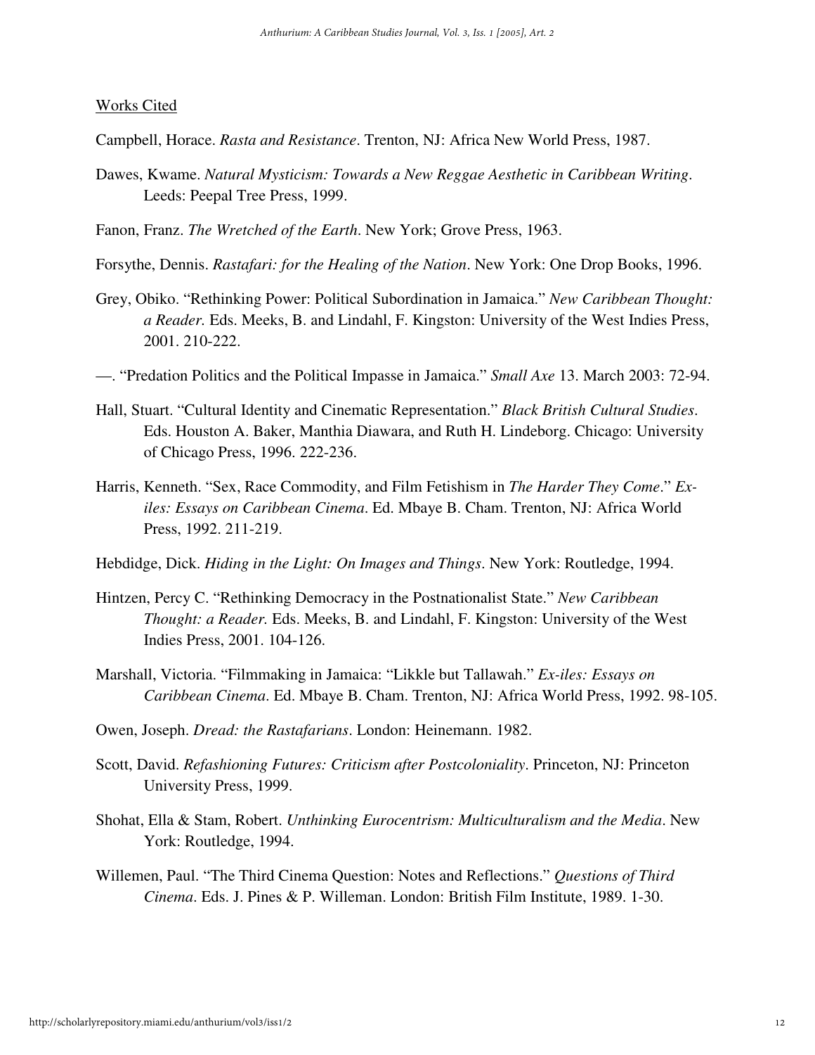## Works Cited

Campbell, Horace. *Rasta and Resistance*. Trenton, NJ: Africa New World Press, 1987.

Dawes, Kwame. *Natural Mysticism: Towards a New Reggae Aesthetic in Caribbean Writing*. Leeds: Peepal Tree Press, 1999.

Fanon, Franz. *The Wretched of the Earth*. New York; Grove Press, 1963.

Forsythe, Dennis. *Rastafari: for the Healing of the Nation*. New York: One Drop Books, 1996.

Grey, Obiko. "Rethinking Power: Political Subordination in Jamaica." *New Caribbean Thought: a Reader.* Eds. Meeks, B. and Lindahl, F. Kingston: University of the West Indies Press, 2001. 210-222.

—. "Predation Politics and the Political Impasse in Jamaica." *Small Axe* 13. March 2003: 72-94.

Hall, Stuart. "Cultural Identity and Cinematic Representation." *Black British Cultural Studies*. Eds. Houston A. Baker, Manthia Diawara, and Ruth H. Lindeborg. Chicago: University of Chicago Press, 1996. 222-236.

Harris, Kenneth. "Sex, Race Commodity, and Film Fetishism in *The Harder They Come*." *Ex-iles: Essays on Caribbean Cinema*. Ed. Mbaye B. Cham. Trenton, NJ: Africa World Press, 1992. 211-219.

Hebdidge, Dick. *Hiding in the Light: On Images and Things*. New York: Routledge, 1994.

Hintzen, Percy C. "Rethinking Democracy in the Postnationalist State." *New Caribbean Thought: a Reader.* Eds. Meeks, B. and Lindahl, F. Kingston: University of the West Indies Press, 2001. 104-126.

Marshall, Victoria. "Filmmaking in Jamaica: "Likkle but Tallawah." *Ex-iles: Essays on Caribbean Cinema*. Ed. Mbaye B. Cham. Trenton, NJ: Africa World Press, 1992. 98-105.

Owen, Joseph. *Dread: the Rastafarians*. London: Heinemann. 1982.

Scott, David. *Refashioning Futures: Criticism after Postcoloniality*. Princeton, NJ: Princeton University Press, 1999.

Shohat, Ella & Stam, Robert. *Unthinking Eurocentrism: Multiculturalism and the Media*. New York: Routledge, 1994.

Willemen, Paul. "The Third Cinema Question: Notes and Reflections." *Questions of Third Cinema*. Eds. J. Pines & P. Willeman. London: British Film Institute, 1989. 1-30.